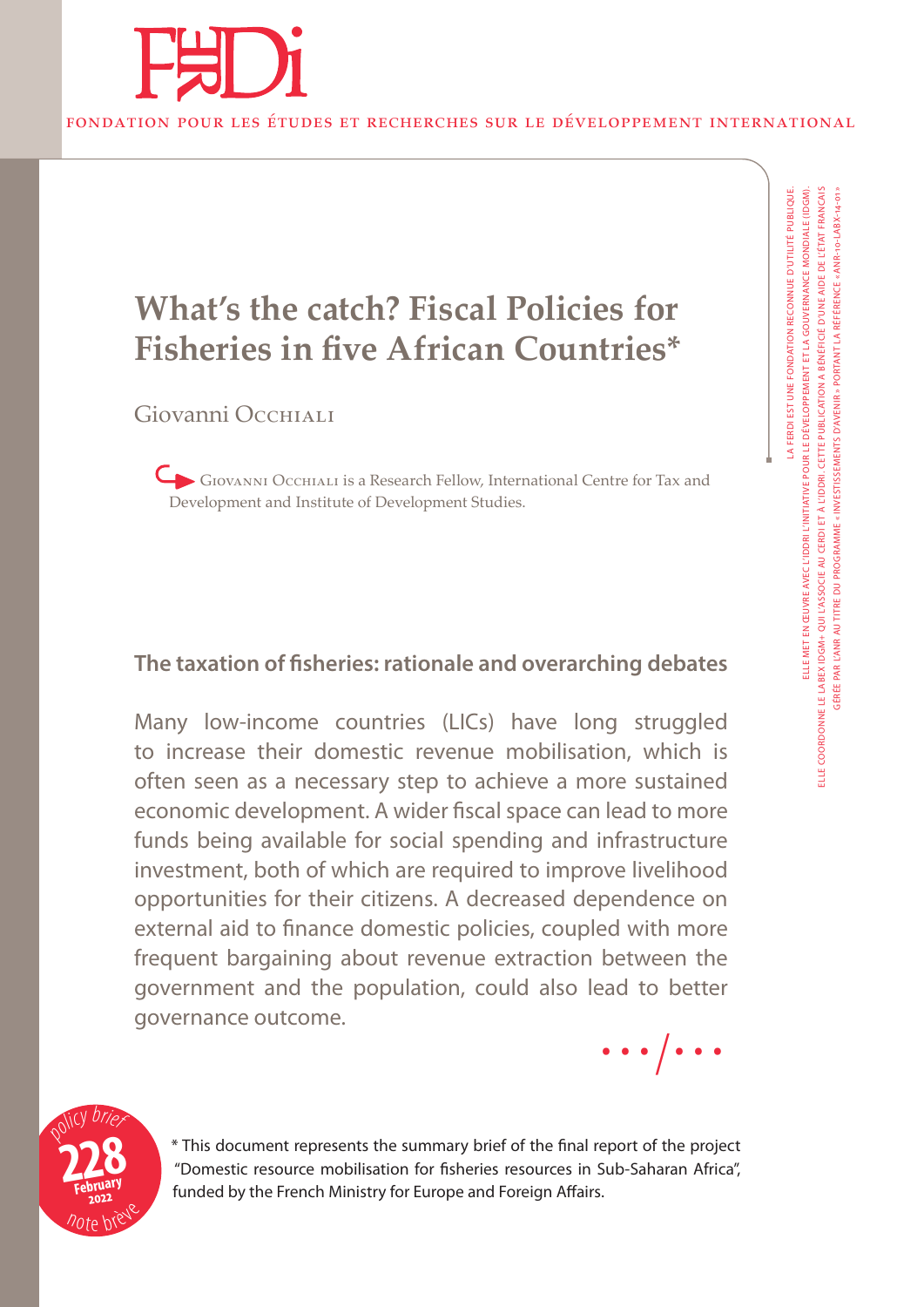FERDI

FONDATION POUR LES ÉTUDES ET RECHERCHES SUR LE DÉVELOPPEMENT INTERNATIONAL

LA FERDI EST UNE FONDATION RECONNUE D'UTILITÉ PUBLIQUE.
ELLE MET EN ŒUVRE AVEC L'IDDRI L'INITIATIVE POUR LE DÉVELOPPEMENT ET LA GOUVERNANCE MONDIALE (IDGM).
ELLE COORDONNE LE LABEX IDGM+ QUI L'ASSOCIE AU CERDI ET À L'IDDRI. CETTE PUBLICATION A BÉNÉFICIÉ D'UNE AIDE DE L'ÉTAT FRANÇAIS
GÉRÉE PAR L'ANR AU TITRE DU PROGRAMME « INVESTISSEMENTS D'AVENIR » PORTANT LA RÉFÉRENCE « ANR-10-LABX-14-01 »

# What's the catch? Fiscal Policies for Fisheries in five African Countries*

Giovanni Occhiali

Giovanni Occhiali is a Research Fellow, International Centre for Tax and Development and Institute of Development Studies.

## The taxation of fisheries: rationale and overarching debates

Many low-income countries (LICs) have long struggled to increase their domestic revenue mobilisation, which is often seen as a necessary step to achieve a more sustained economic development. A wider fiscal space can lead to more funds being available for social spending and infrastructure investment, both of which are required to improve livelihood opportunities for their citizens. A decreased dependence on external aid to finance domestic policies, coupled with more frequent bargaining about revenue extraction between the government and the population, could also lead to better governance outcome.

…/…

policy brief 228 February 2022 note brève

* This document represents the summary brief of the final report of the project "Domestic resource mobilisation for fisheries resources in Sub-Saharan Africa", funded by the French Ministry for Europe and Foreign Affairs.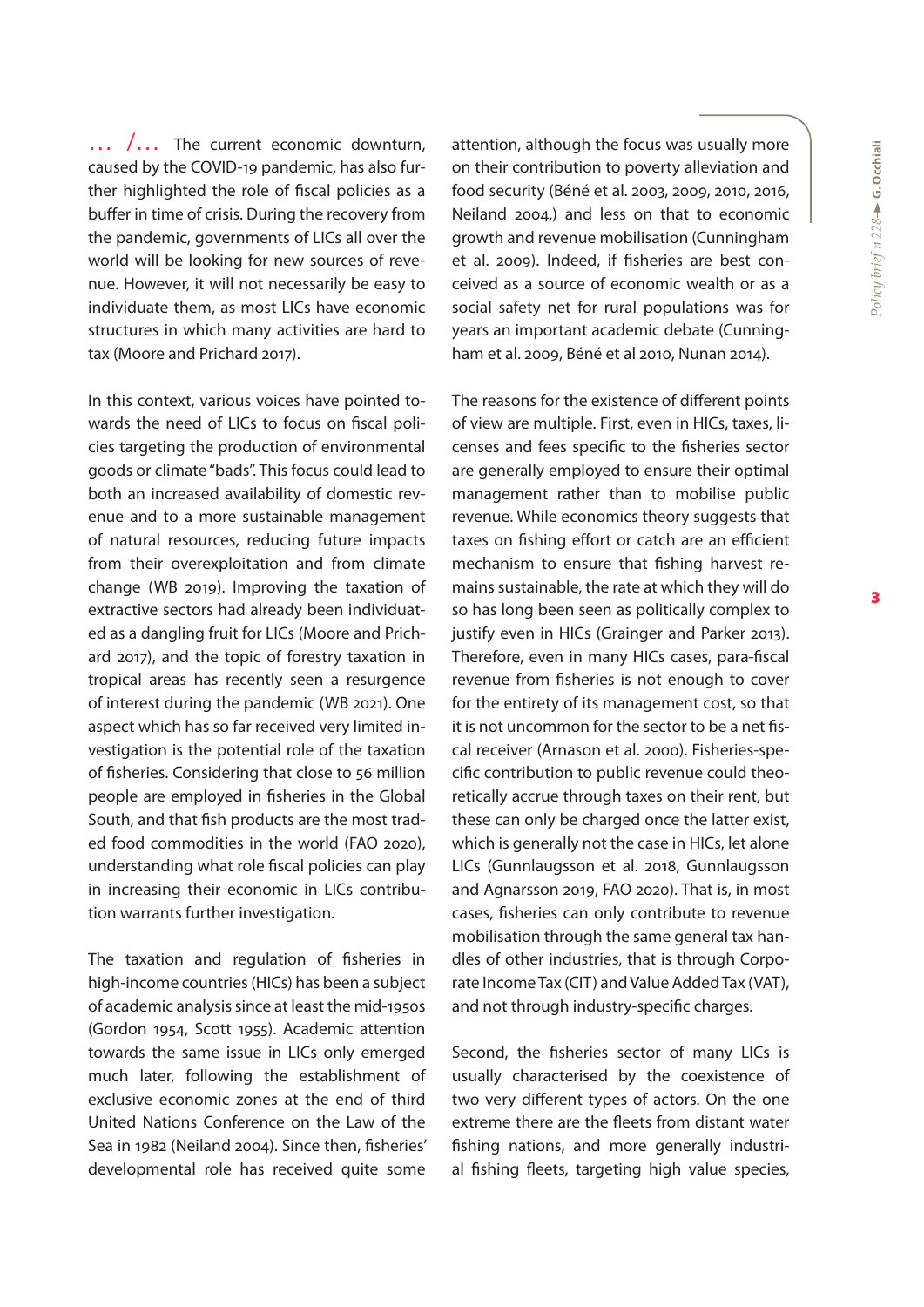… /… The current economic downturn, caused by the COVID-19 pandemic, has also further highlighted the role of fiscal policies as a buffer in time of crisis. During the recovery from the pandemic, governments of LICs all over the world will be looking for new sources of revenue. However, it will not necessarily be easy to individuate them, as most LICs have economic structures in which many activities are hard to tax (Moore and Prichard 2017).

In this context, various voices have pointed towards the need of LICs to focus on fiscal policies targeting the production of environmental goods or climate "bads". This focus could lead to both an increased availability of domestic revenue and to a more sustainable management of natural resources, reducing future impacts from their overexploitation and from climate change (WB 2019). Improving the taxation of extractive sectors had already been individuated as a dangling fruit for LICs (Moore and Prichard 2017), and the topic of forestry taxation in tropical areas has recently seen a resurgence of interest during the pandemic (WB 2021). One aspect which has so far received very limited investigation is the potential role of the taxation of fisheries. Considering that close to 56 million people are employed in fisheries in the Global South, and that fish products are the most traded food commodities in the world (FAO 2020), understanding what role fiscal policies can play in increasing their economic in LICs contribution warrants further investigation.

The taxation and regulation of fisheries in high-income countries (HICs) has been a subject of academic analysis since at least the mid-1950s (Gordon 1954, Scott 1955). Academic attention towards the same issue in LICs only emerged much later, following the establishment of exclusive economic zones at the end of third United Nations Conference on the Law of the Sea in 1982 (Neiland 2004). Since then, fisheries' developmental role has received quite some attention, although the focus was usually more on their contribution to poverty alleviation and food security (Béné et al. 2003, 2009, 2010, 2016, Neiland 2004,) and less on that to economic growth and revenue mobilisation (Cunningham et al. 2009). Indeed, if fisheries are best conceived as a source of economic wealth or as a social safety net for rural populations was for years an important academic debate (Cunningham et al. 2009, Béné et al 2010, Nunan 2014).

The reasons for the existence of different points of view are multiple. First, even in HICs, taxes, licenses and fees specific to the fisheries sector are generally employed to ensure their optimal management rather than to mobilise public revenue. While economics theory suggests that taxes on fishing effort or catch are an efficient mechanism to ensure that fishing harvest remains sustainable, the rate at which they will do so has long been seen as politically complex to justify even in HICs (Grainger and Parker 2013). Therefore, even in many HICs cases, para-fiscal revenue from fisheries is not enough to cover for the entirety of its management cost, so that it is not uncommon for the sector to be a net fiscal receiver (Arnason et al. 2000). Fisheries-specific contribution to public revenue could theoretically accrue through taxes on their rent, but these can only be charged once the latter exist, which is generally not the case in HICs, let alone LICs (Gunnlaugsson et al. 2018, Gunnlaugsson and Agnarsson 2019, FAO 2020). That is, in most cases, fisheries can only contribute to revenue mobilisation through the same general tax handles of other industries, that is through Corporate Income Tax (CIT) and Value Added Tax (VAT), and not through industry-specific charges.

Second, the fisheries sector of many LICs is usually characterised by the coexistence of two very different types of actors. On the one extreme there are the fleets from distant water fishing nations, and more generally industrial fishing fleets, targeting high value species,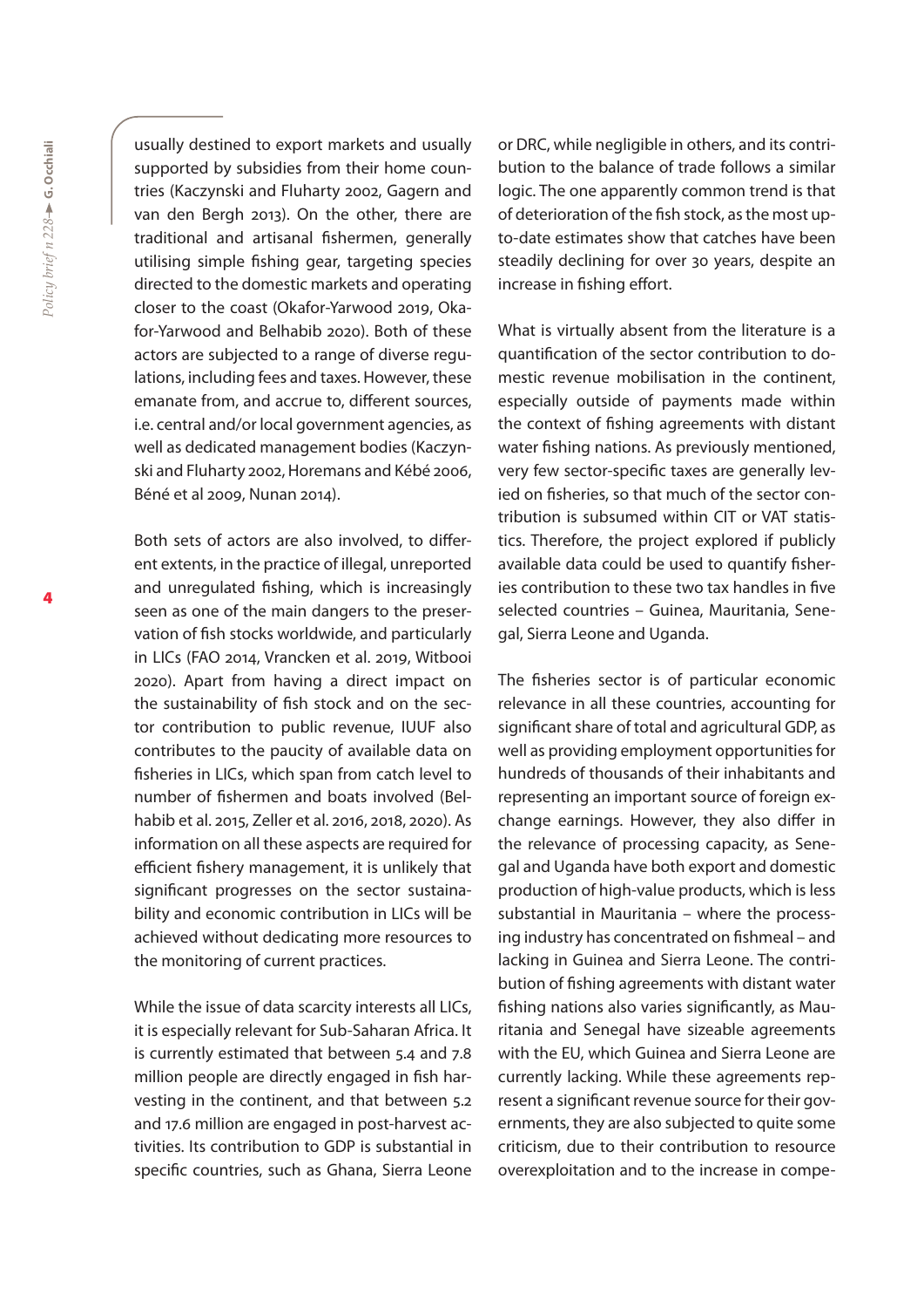usually destined to export markets and usually supported by subsidies from their home countries (Kaczynski and Fluharty 2002, Gagern and van den Bergh 2013). On the other, there are traditional and artisanal fishermen, generally utilising simple fishing gear, targeting species directed to the domestic markets and operating closer to the coast (Okafor-Yarwood 2019, Okafor-Yarwood and Belhabib 2020). Both of these actors are subjected to a range of diverse regulations, including fees and taxes. However, these emanate from, and accrue to, different sources, i.e. central and/or local government agencies, as well as dedicated management bodies (Kaczynski and Fluharty 2002, Horemans and Kébé 2006, Béné et al 2009, Nunan 2014).

Both sets of actors are also involved, to different extents, in the practice of illegal, unreported and unregulated fishing, which is increasingly seen as one of the main dangers to the preservation of fish stocks worldwide, and particularly in LICs (FAO 2014, Vrancken et al. 2019, Witbooi 2020). Apart from having a direct impact on the sustainability of fish stock and on the sector contribution to public revenue, IUUF also contributes to the paucity of available data on fisheries in LICs, which span from catch level to number of fishermen and boats involved (Belhabib et al. 2015, Zeller et al. 2016, 2018, 2020). As information on all these aspects are required for efficient fishery management, it is unlikely that significant progresses on the sector sustainability and economic contribution in LICs will be achieved without dedicating more resources to the monitoring of current practices.

While the issue of data scarcity interests all LICs, it is especially relevant for Sub-Saharan Africa. It is currently estimated that between 5.4 and 7.8 million people are directly engaged in fish harvesting in the continent, and that between 5.2 and 17.6 million are engaged in post-harvest activities. Its contribution to GDP is substantial in specific countries, such as Ghana, Sierra Leone or DRC, while negligible in others, and its contribution to the balance of trade follows a similar logic. The one apparently common trend is that of deterioration of the fish stock, as the most up-to-date estimates show that catches have been steadily declining for over 30 years, despite an increase in fishing effort.

What is virtually absent from the literature is a quantification of the sector contribution to domestic revenue mobilisation in the continent, especially outside of payments made within the context of fishing agreements with distant water fishing nations. As previously mentioned, very few sector-specific taxes are generally levied on fisheries, so that much of the sector contribution is subsumed within CIT or VAT statistics. Therefore, the project explored if publicly available data could be used to quantify fisheries contribution to these two tax handles in five selected countries – Guinea, Mauritania, Senegal, Sierra Leone and Uganda.

The fisheries sector is of particular economic relevance in all these countries, accounting for significant share of total and agricultural GDP, as well as providing employment opportunities for hundreds of thousands of their inhabitants and representing an important source of foreign exchange earnings. However, they also differ in the relevance of processing capacity, as Senegal and Uganda have both export and domestic production of high-value products, which is less substantial in Mauritania – where the processing industry has concentrated on fishmeal – and lacking in Guinea and Sierra Leone. The contribution of fishing agreements with distant water fishing nations also varies significantly, as Mauritania and Senegal have sizeable agreements with the EU, which Guinea and Sierra Leone are currently lacking. While these agreements represent a significant revenue source for their governments, they are also subjected to quite some criticism, due to their contribution to resource overexploitation and to the increase in compe-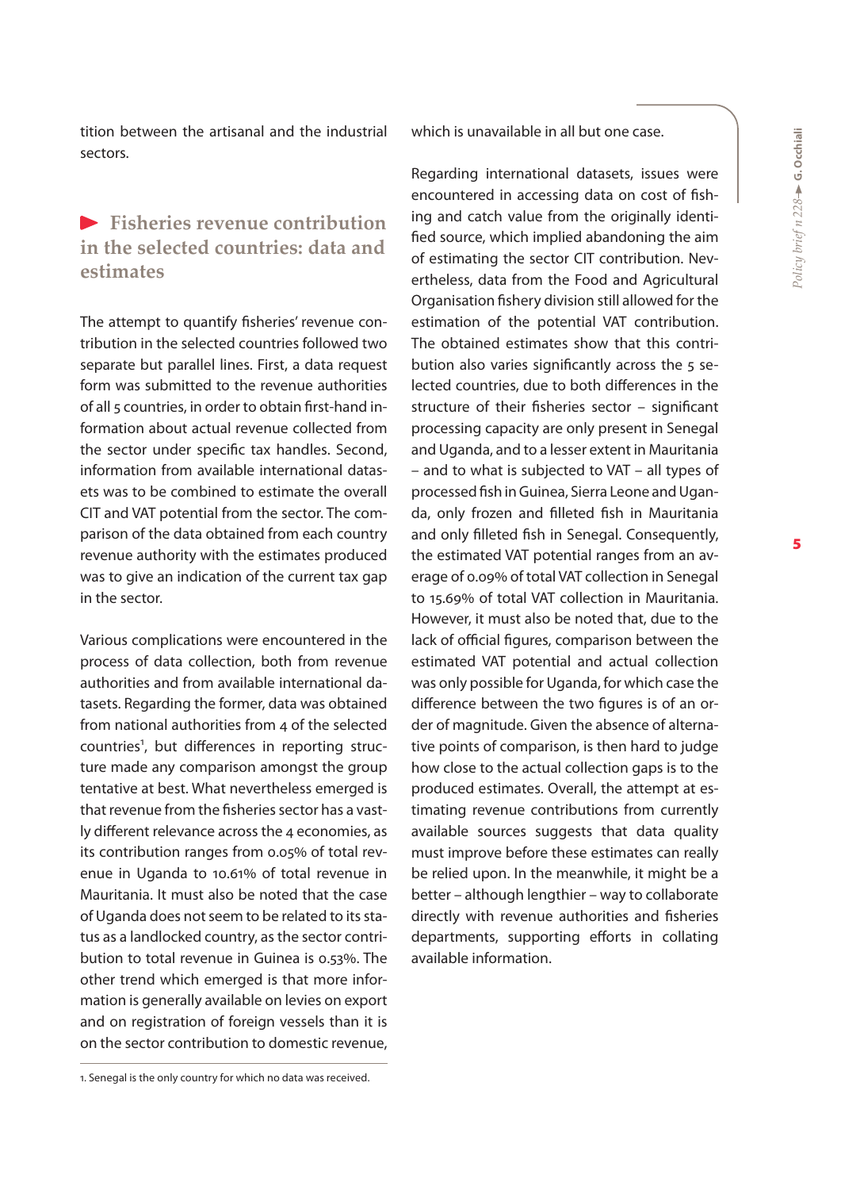tition between the artisanal and the industrial sectors.

## Fisheries revenue contribution in the selected countries: data and estimates

The attempt to quantify fisheries' revenue contribution in the selected countries followed two separate but parallel lines. First, a data request form was submitted to the revenue authorities of all 5 countries, in order to obtain first-hand information about actual revenue collected from the sector under specific tax handles. Second, information from available international datasets was to be combined to estimate the overall CIT and VAT potential from the sector. The comparison of the data obtained from each country revenue authority with the estimates produced was to give an indication of the current tax gap in the sector.

Various complications were encountered in the process of data collection, both from revenue authorities and from available international datasets. Regarding the former, data was obtained from national authorities from 4 of the selected countries[1], but differences in reporting structure made any comparison amongst the group tentative at best. What nevertheless emerged is that revenue from the fisheries sector has a vastly different relevance across the 4 economies, as its contribution ranges from 0.05% of total revenue in Uganda to 10.61% of total revenue in Mauritania. It must also be noted that the case of Uganda does not seem to be related to its status as a landlocked country, as the sector contribution to total revenue in Guinea is 0.53%. The other trend which emerged is that more information is generally available on levies on export and on registration of foreign vessels than it is on the sector contribution to domestic revenue, which is unavailable in all but one case.

Regarding international datasets, issues were encountered in accessing data on cost of fishing and catch value from the originally identified source, which implied abandoning the aim of estimating the sector CIT contribution. Nevertheless, data from the Food and Agricultural Organisation fishery division still allowed for the estimation of the potential VAT contribution. The obtained estimates show that this contribution also varies significantly across the 5 selected countries, due to both differences in the structure of their fisheries sector – significant processing capacity are only present in Senegal and Uganda, and to a lesser extent in Mauritania – and to what is subjected to VAT – all types of processed fish in Guinea, Sierra Leone and Uganda, only frozen and filleted fish in Mauritania and only filleted fish in Senegal. Consequently, the estimated VAT potential ranges from an average of 0.09% of total VAT collection in Senegal to 15.69% of total VAT collection in Mauritania. However, it must also be noted that, due to the lack of official figures, comparison between the estimated VAT potential and actual collection was only possible for Uganda, for which case the difference between the two figures is of an order of magnitude. Given the absence of alternative points of comparison, is then hard to judge how close to the actual collection gaps is to the produced estimates. Overall, the attempt at estimating revenue contributions from currently available sources suggests that data quality must improve before these estimates can really be relied upon. In the meanwhile, it might be a better – although lengthier – way to collaborate directly with revenue authorities and fisheries departments, supporting efforts in collating available information.

---

1. Senegal is the only country for which no data was received.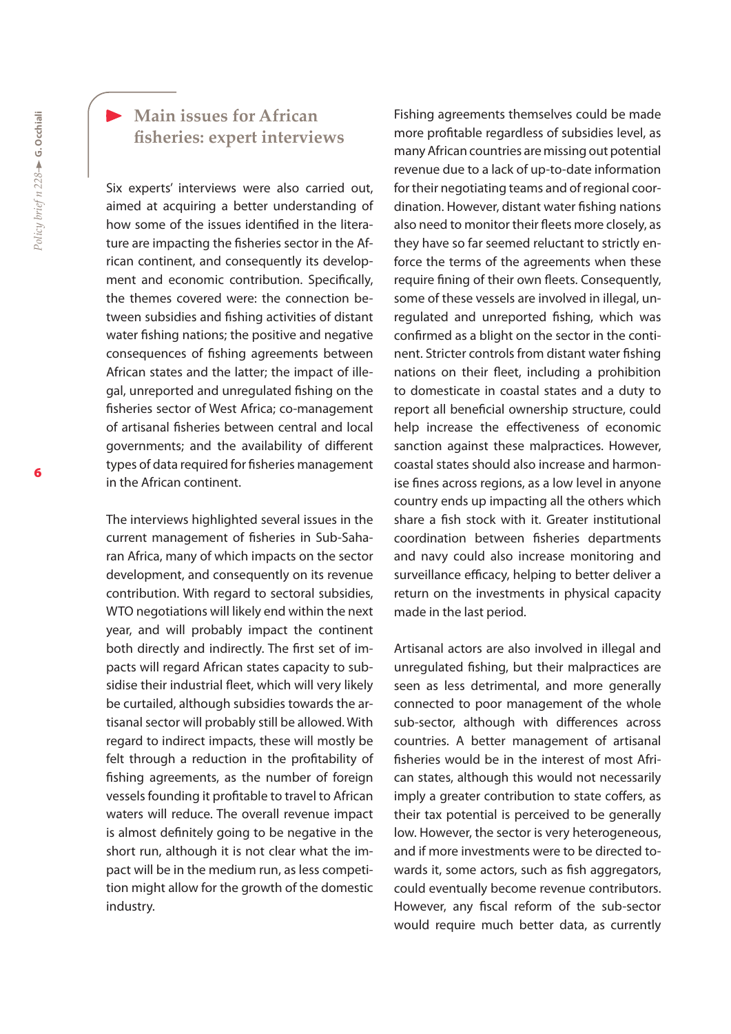## Main issues for African fisheries: expert interviews

Six experts' interviews were also carried out, aimed at acquiring a better understanding of how some of the issues identified in the literature are impacting the fisheries sector in the African continent, and consequently its development and economic contribution. Specifically, the themes covered were: the connection between subsidies and fishing activities of distant water fishing nations; the positive and negative consequences of fishing agreements between African states and the latter; the impact of illegal, unreported and unregulated fishing on the fisheries sector of West Africa; co-management of artisanal fisheries between central and local governments; and the availability of different types of data required for fisheries management in the African continent.

The interviews highlighted several issues in the current management of fisheries in Sub-Saharan Africa, many of which impacts on the sector development, and consequently on its revenue contribution. With regard to sectoral subsidies, WTO negotiations will likely end within the next year, and will probably impact the continent both directly and indirectly. The first set of impacts will regard African states capacity to subsidise their industrial fleet, which will very likely be curtailed, although subsidies towards the artisanal sector will probably still be allowed. With regard to indirect impacts, these will mostly be felt through a reduction in the profitability of fishing agreements, as the number of foreign vessels founding it profitable to travel to African waters will reduce. The overall revenue impact is almost definitely going to be negative in the short run, although it is not clear what the impact will be in the medium run, as less competition might allow for the growth of the domestic industry.

Fishing agreements themselves could be made more profitable regardless of subsidies level, as many African countries are missing out potential revenue due to a lack of up-to-date information for their negotiating teams and of regional coordination. However, distant water fishing nations also need to monitor their fleets more closely, as they have so far seemed reluctant to strictly enforce the terms of the agreements when these require fining of their own fleets. Consequently, some of these vessels are involved in illegal, unregulated and unreported fishing, which was confirmed as a blight on the sector in the continent. Stricter controls from distant water fishing nations on their fleet, including a prohibition to domesticate in coastal states and a duty to report all beneficial ownership structure, could help increase the effectiveness of economic sanction against these malpractices. However, coastal states should also increase and harmonise fines across regions, as a low level in anyone country ends up impacting all the others which share a fish stock with it. Greater institutional coordination between fisheries departments and navy could also increase monitoring and surveillance efficacy, helping to better deliver a return on the investments in physical capacity made in the last period.

Artisanal actors are also involved in illegal and unregulated fishing, but their malpractices are seen as less detrimental, and more generally connected to poor management of the whole sub-sector, although with differences across countries. A better management of artisanal fisheries would be in the interest of most African states, although this would not necessarily imply a greater contribution to state coffers, as their tax potential is perceived to be generally low. However, the sector is very heterogeneous, and if more investments were to be directed towards it, some actors, such as fish aggregators, could eventually become revenue contributors. However, any fiscal reform of the sub-sector would require much better data, as currently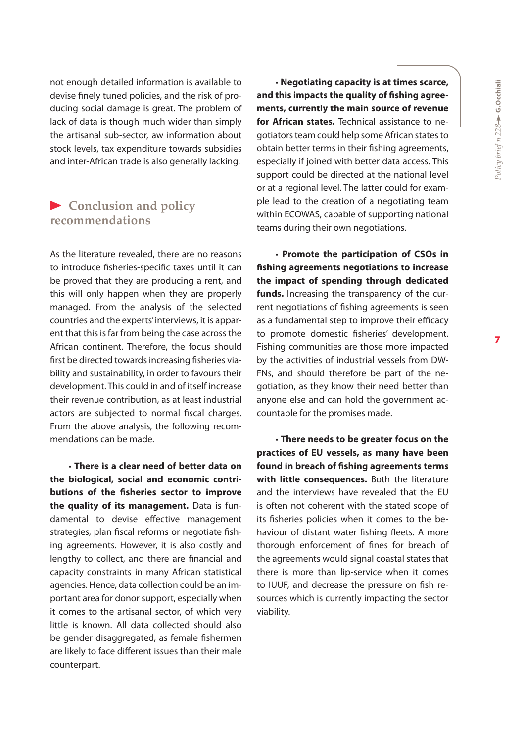not enough detailed information is available to devise finely tuned policies, and the risk of producing social damage is great. The problem of lack of data is though much wider than simply the artisanal sub-sector, aw information about stock levels, tax expenditure towards subsidies and inter-African trade is also generally lacking.

## Conclusion and policy recommendations

As the literature revealed, there are no reasons to introduce fisheries-specific taxes until it can be proved that they are producing a rent, and this will only happen when they are properly managed. From the analysis of the selected countries and the experts' interviews, it is apparent that this is far from being the case across the African continent. Therefore, the focus should first be directed towards increasing fisheries viability and sustainability, in order to favours their development. This could in and of itself increase their revenue contribution, as at least industrial actors are subjected to normal fiscal charges. From the above analysis, the following recommendations can be made.

- **There is a clear need of better data on the biological, social and economic contributions of the fisheries sector to improve the quality of its management.** Data is fundamental to devise effective management strategies, plan fiscal reforms or negotiate fishing agreements. However, it is also costly and lengthy to collect, and there are financial and capacity constraints in many African statistical agencies. Hence, data collection could be an important area for donor support, especially when it comes to the artisanal sector, of which very little is known. All data collected should also be gender disaggregated, as female fishermen are likely to face different issues than their male counterpart.

- **Negotiating capacity is at times scarce, and this impacts the quality of fishing agreements, currently the main source of revenue for African states.** Technical assistance to negotiators team could help some African states to obtain better terms in their fishing agreements, especially if joined with better data access. This support could be directed at the national level or at a regional level. The latter could for example lead to the creation of a negotiating team within ECOWAS, capable of supporting national teams during their own negotiations.

- **Promote the participation of CSOs in fishing agreements negotiations to increase the impact of spending through dedicated funds.** Increasing the transparency of the current negotiations of fishing agreements is seen as a fundamental step to improve their efficacy to promote domestic fisheries' development. Fishing communities are those more impacted by the activities of industrial vessels from DWFNs, and should therefore be part of the negotiation, as they know their need better than anyone else and can hold the government accountable for the promises made.

- **There needs to be greater focus on the practices of EU vessels, as many have been found in breach of fishing agreements terms with little consequences.** Both the literature and the interviews have revealed that the EU is often not coherent with the stated scope of its fisheries policies when it comes to the behaviour of distant water fishing fleets. A more thorough enforcement of fines for breach of the agreements would signal coastal states that there is more than lip-service when it comes to IUUF, and decrease the pressure on fish resources which is currently impacting the sector viability.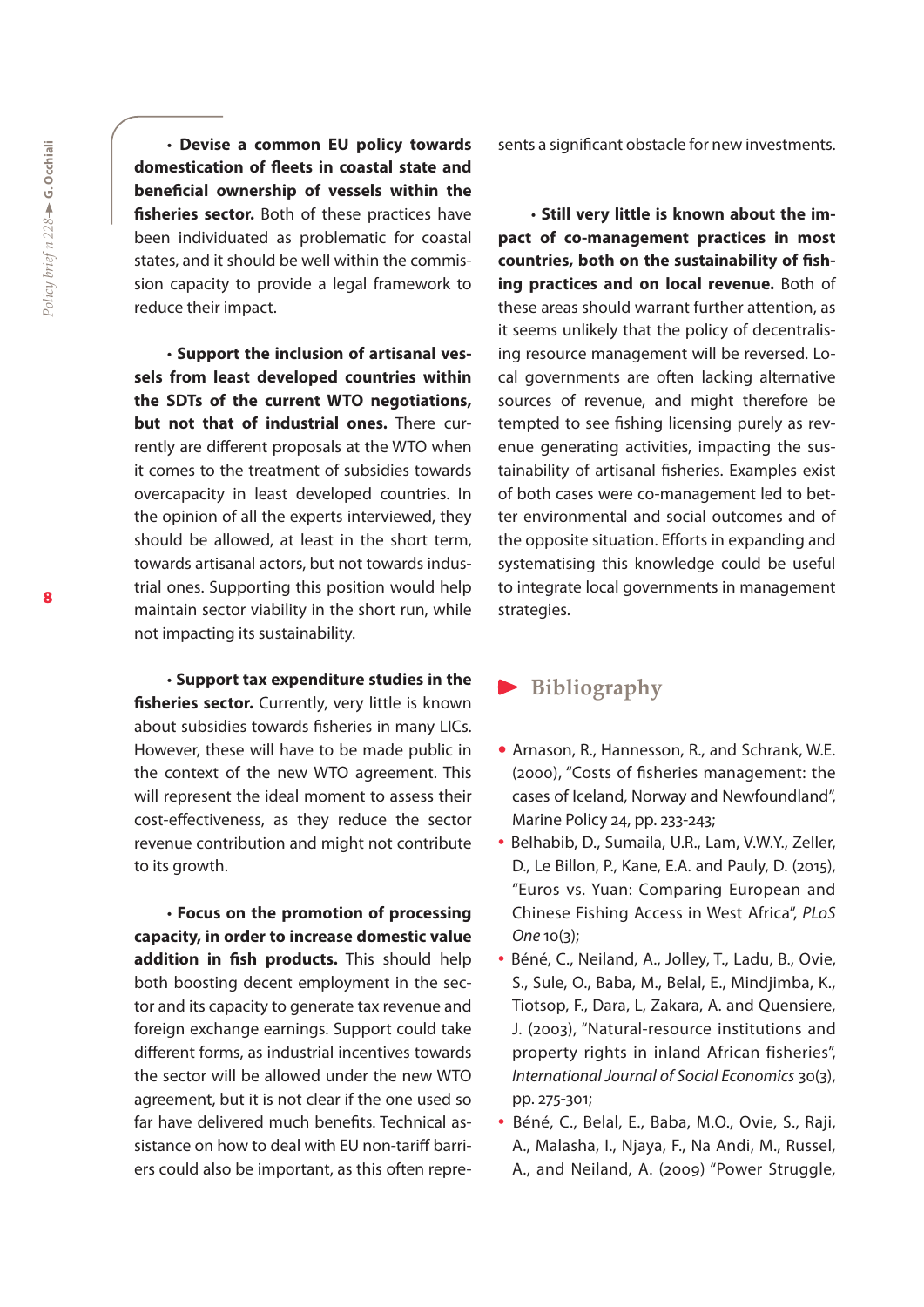- **Devise a common EU policy towards domestication of fleets in coastal state and beneficial ownership of vessels within the fisheries sector.** Both of these practices have been individuated as problematic for coastal states, and it should be well within the commission capacity to provide a legal framework to reduce their impact.

- **Support the inclusion of artisanal vessels from least developed countries within the SDTs of the current WTO negotiations, but not that of industrial ones.** There currently are different proposals at the WTO when it comes to the treatment of subsidies towards overcapacity in least developed countries. In the opinion of all the experts interviewed, they should be allowed, at least in the short term, towards artisanal actors, but not towards industrial ones. Supporting this position would help maintain sector viability in the short run, while not impacting its sustainability.

- **Support tax expenditure studies in the fisheries sector.** Currently, very little is known about subsidies towards fisheries in many LICs. However, these will have to be made public in the context of the new WTO agreement. This will represent the ideal moment to assess their cost-effectiveness, as they reduce the sector revenue contribution and might not contribute to its growth.

- **Focus on the promotion of processing capacity, in order to increase domestic value addition in fish products.** This should help both boosting decent employment in the sector and its capacity to generate tax revenue and foreign exchange earnings. Support could take different forms, as industrial incentives towards the sector will be allowed under the new WTO agreement, but it is not clear if the one used so far have delivered much benefits. Technical assistance on how to deal with EU non-tariff barriers could also be important, as this often represents a significant obstacle for new investments.

- **Still very little is known about the impact of co-management practices in most countries, both on the sustainability of fishing practices and on local revenue.** Both of these areas should warrant further attention, as it seems unlikely that the policy of decentralising resource management will be reversed. Local governments are often lacking alternative sources of revenue, and might therefore be tempted to see fishing licensing purely as revenue generating activities, impacting the sustainability of artisanal fisheries. Examples exist of both cases were co-management led to better environmental and social outcomes and of the opposite situation. Efforts in expanding and systematising this knowledge could be useful to integrate local governments in management strategies.

## Bibliography

- Arnason, R., Hannesson, R., and Schrank, W.E. (2000), "Costs of fisheries management: the cases of Iceland, Norway and Newfoundland", Marine Policy 24, pp. 233-243;
- Belhabib, D., Sumaila, U.R., Lam, V.W.Y., Zeller, D., Le Billon, P., Kane, E.A. and Pauly, D. (2015), "Euros vs. Yuan: Comparing European and Chinese Fishing Access in West Africa", *PLoS One* 10(3);
- Béné, C., Neiland, A., Jolley, T., Ladu, B., Ovie, S., Sule, O., Baba, M., Belal, E., Mindjimba, K., Tiotsop, F., Dara, L, Zakara, A. and Quensiere, J. (2003), "Natural-resource institutions and property rights in inland African fisheries", *International Journal of Social Economics* 30(3), pp. 275-301;
- Béné, C., Belal, E., Baba, M.O., Ovie, S., Raji, A., Malasha, I., Njaya, F., Na Andi, M., Russel, A., and Neiland, A. (2009) "Power Struggle,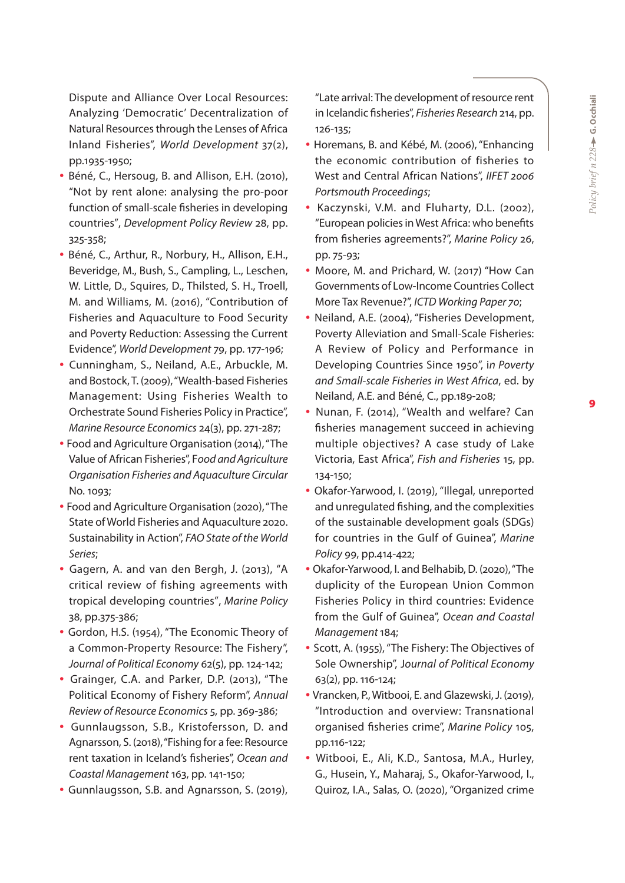Dispute and Alliance Over Local Resources: Analyzing 'Democratic' Decentralization of Natural Resources through the Lenses of Africa Inland Fisheries", *World Development* 37(2), pp.1935-1950;

- Béné, C., Hersoug, B. and Allison, E.H. (2010), "Not by rent alone: analysing the pro-poor function of small-scale fisheries in developing countries", *Development Policy Review* 28, pp. 325-358;
- Béné, C., Arthur, R., Norbury, H., Allison, E.H., Beveridge, M., Bush, S., Campling, L., Leschen, W. Little, D., Squires, D., Thilsted, S. H., Troell, M. and Williams, M. (2016), "Contribution of Fisheries and Aquaculture to Food Security and Poverty Reduction: Assessing the Current Evidence", *World Development* 79, pp. 177-196;
- Cunningham, S., Neiland, A.E., Arbuckle, M. and Bostock, T. (2009), "Wealth-based Fisheries Management: Using Fisheries Wealth to Orchestrate Sound Fisheries Policy in Practice", *Marine Resource Economics* 24(3), pp. 271-287;
- Food and Agriculture Organisation (2014), "The Value of African Fisheries", *Food and Agriculture Organisation Fisheries and Aquaculture Circular* No. 1093;
- Food and Agriculture Organisation (2020), "The State of World Fisheries and Aquaculture 2020. Sustainability in Action", *FAO State of the World Series*;
- Gagern, A. and van den Bergh, J. (2013), "A critical review of fishing agreements with tropical developing countries", *Marine Policy* 38, pp.375-386;
- Gordon, H.S. (1954), "The Economic Theory of a Common-Property Resource: The Fishery", *Journal of Political Economy* 62(5), pp. 124-142;
- Grainger, C.A. and Parker, D.P. (2013), "The Political Economy of Fishery Reform", *Annual Review of Resource Economics* 5, pp. 369-386;
- Gunnlaugsson, S.B., Kristofersson, D. and Agnarsson, S. (2018), "Fishing for a fee: Resource rent taxation in Iceland's fisheries", *Ocean and Coastal Management* 163, pp. 141-150;
- Gunnlaugsson, S.B. and Agnarsson, S. (2019), "Late arrival: The development of resource rent in Icelandic fisheries", *Fisheries Research* 214, pp. 126-135;
- Horemans, B. and Kébé, M. (2006), "Enhancing the economic contribution of fisheries to West and Central African Nations", *IIFET 2006 Portsmouth Proceedings*;
- Kaczynski, V.M. and Fluharty, D.L. (2002), "European policies in West Africa: who benefits from fisheries agreements?", *Marine Policy* 26, pp. 75-93;
- Moore, M. and Prichard, W. (2017) "How Can Governments of Low-Income Countries Collect More Tax Revenue?", *ICTD Working Paper 70*;
- Neiland, A.E. (2004), "Fisheries Development, Poverty Alleviation and Small-Scale Fisheries: A Review of Policy and Performance in Developing Countries Since 1950", in *Poverty and Small-scale Fisheries in West Africa*, ed. by Neiland, A.E. and Béné, C., pp.189-208;
- Nunan, F. (2014), "Wealth and welfare? Can fisheries management succeed in achieving multiple objectives? A case study of Lake Victoria, East Africa", *Fish and Fisheries* 15, pp. 134-150;
- Okafor-Yarwood, I. (2019), "Illegal, unreported and unregulated fishing, and the complexities of the sustainable development goals (SDGs) for countries in the Gulf of Guinea", *Marine Policy* 99, pp.414-422;
- Okafor-Yarwood, I. and Belhabib, D. (2020), "The duplicity of the European Union Common Fisheries Policy in third countries: Evidence from the Gulf of Guinea", *Ocean and Coastal Management* 184;
- Scott, A. (1955), "The Fishery: The Objectives of Sole Ownership", *Journal of Political Economy* 63(2), pp. 116-124;
- Vrancken, P., Witbooi, E. and Glazewski, J. (2019), "Introduction and overview: Transnational organised fisheries crime", *Marine Policy* 105, pp.116-122;
- Witbooi, E., Ali, K.D., Santosa, M.A., Hurley, G., Husein, Y., Maharaj, S., Okafor-Yarwood, I., Quiroz, I.A., Salas, O. (2020), "Organized crime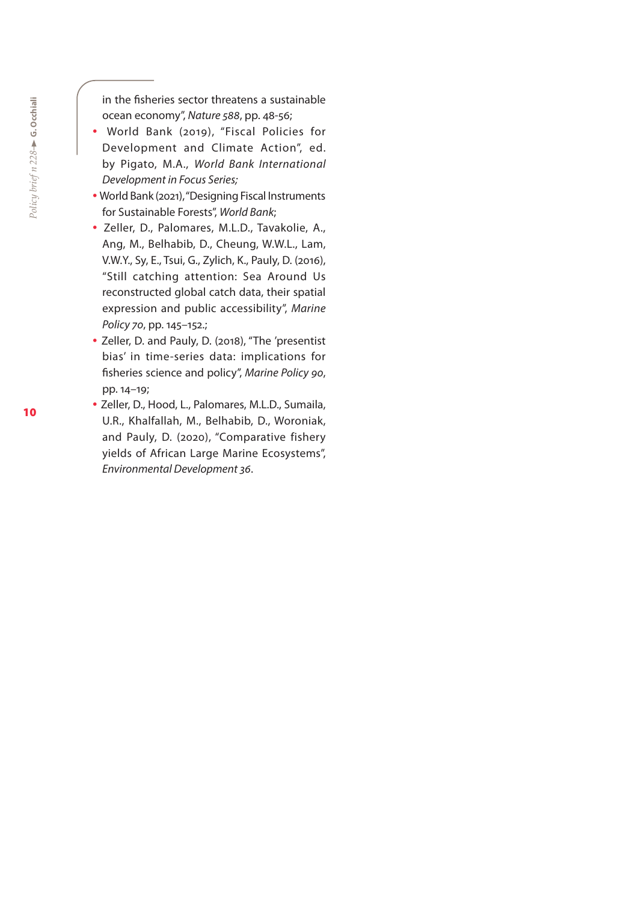in the fisheries sector threatens a sustainable ocean economy", *Nature 588*, pp. 48-56;

- World Bank (2019), "Fiscal Policies for Development and Climate Action", ed. by Pigato, M.A., *World Bank International Development in Focus Series;*
- World Bank (2021), "Designing Fiscal Instruments for Sustainable Forests", *World Bank*;
- Zeller, D., Palomares, M.L.D., Tavakolie, A., Ang, M., Belhabib, D., Cheung, W.W.L., Lam, V.W.Y., Sy, E., Tsui, G., Zylich, K., Pauly, D. (2016), "Still catching attention: Sea Around Us reconstructed global catch data, their spatial expression and public accessibility", *Marine Policy 70*, pp. 145–152.;
- Zeller, D. and Pauly, D. (2018), "The 'presentist bias' in time-series data: implications for fisheries science and policy", *Marine Policy 90*, pp. 14–19;
- Zeller, D., Hood, L., Palomares, M.L.D., Sumaila, U.R., Khalfallah, M., Belhabib, D., Woroniak, and Pauly, D. (2020), "Comparative fishery yields of African Large Marine Ecosystems", *Environmental Development 36*.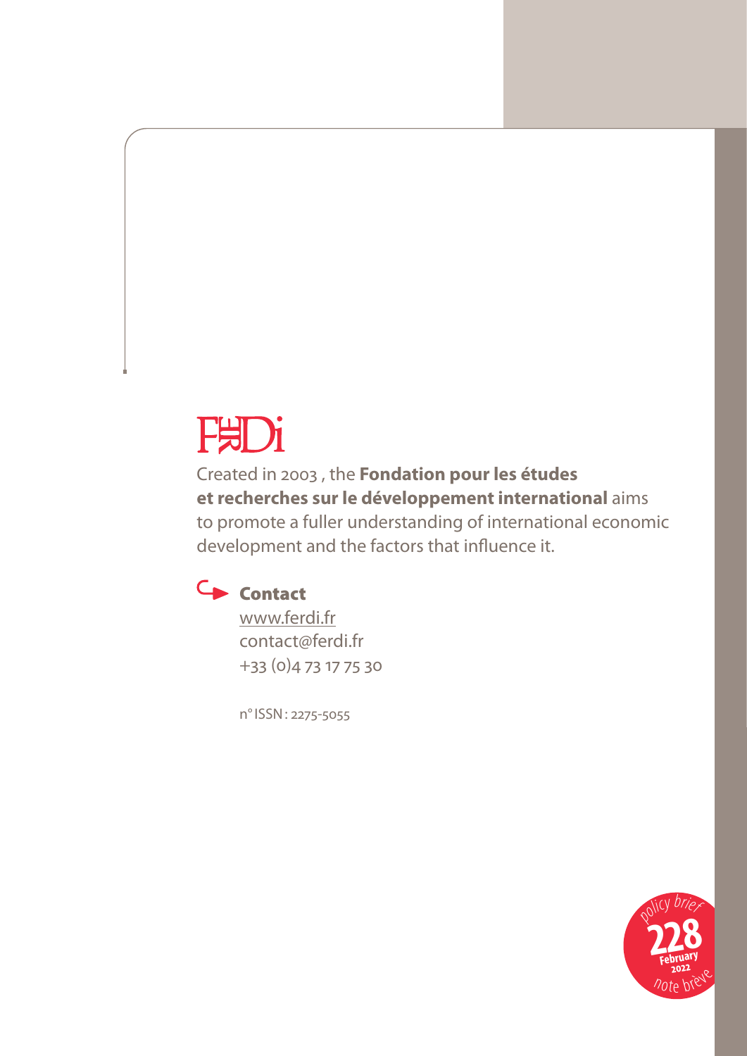FERDi

Created in 2003 , the **Fondation pour les études et recherches sur le développement international** aims to promote a fuller understanding of international economic development and the factors that influence it.

**Contact**

www.ferdi.fr
contact@ferdi.fr
+33 (0)4 73 17 75 30

n° ISSN : 2275-5055

policy brief
228
February
2022
note brève